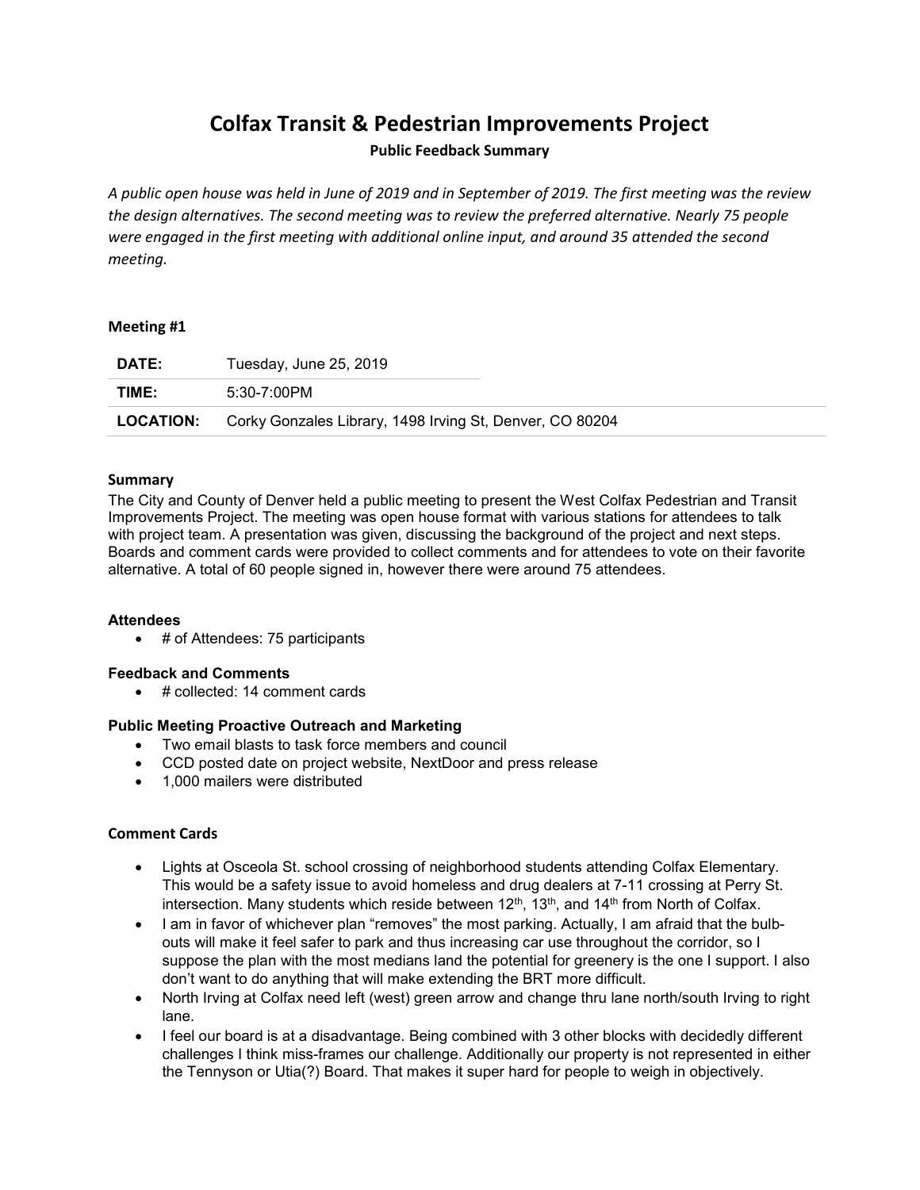# Colfax Transit & Pedestrian Improvements Project

**Public Feedback Summary**

*A public open house was held in June of 2019 and in September of 2019. The first meeting was the review the design alternatives. The second meeting was to review the preferred alternative. Nearly 75 people were engaged in the first meeting with additional online input, and around 35 attended the second meeting.*

### Meeting #1

| | |
|---|---|
| **DATE:** | Tuesday, June 25, 2019 |
| **TIME:** | 5:30-7:00PM |
| **LOCATION:** | Corky Gonzales Library, 1498 Irving St, Denver, CO 80204 |

#### Summary

The City and County of Denver held a public meeting to present the West Colfax Pedestrian and Transit Improvements Project. The meeting was open house format with various stations for attendees to talk with project team. A presentation was given, discussing the background of the project and next steps. Boards and comment cards were provided to collect comments and for attendees to vote on their favorite alternative. A total of 60 people signed in, however there were around 75 attendees.

#### Attendees

- # of Attendees: 75 participants

#### Feedback and Comments

- # collected: 14 comment cards

#### Public Meeting Proactive Outreach and Marketing

- Two email blasts to task force members and council
- CCD posted date on project website, NextDoor and press release
- 1,000 mailers were distributed

#### Comment Cards

- Lights at Osceola St. school crossing of neighborhood students attending Colfax Elementary. This would be a safety issue to avoid homeless and drug dealers at 7-11 crossing at Perry St. intersection. Many students which reside between 12th, 13th, and 14th from North of Colfax.
- I am in favor of whichever plan "removes" the most parking. Actually, I am afraid that the bulb-outs will make it feel safer to park and thus increasing car use throughout the corridor, so I suppose the plan with the most medians land the potential for greenery is the one I support. I also don't want to do anything that will make extending the BRT more difficult.
- North Irving at Colfax need left (west) green arrow and change thru lane north/south Irving to right lane.
- I feel our board is at a disadvantage. Being combined with 3 other blocks with decidedly different challenges I think miss-frames our challenge. Additionally our property is not represented in either the Tennyson or Utia(?) Board. That makes it super hard for people to weigh in objectively.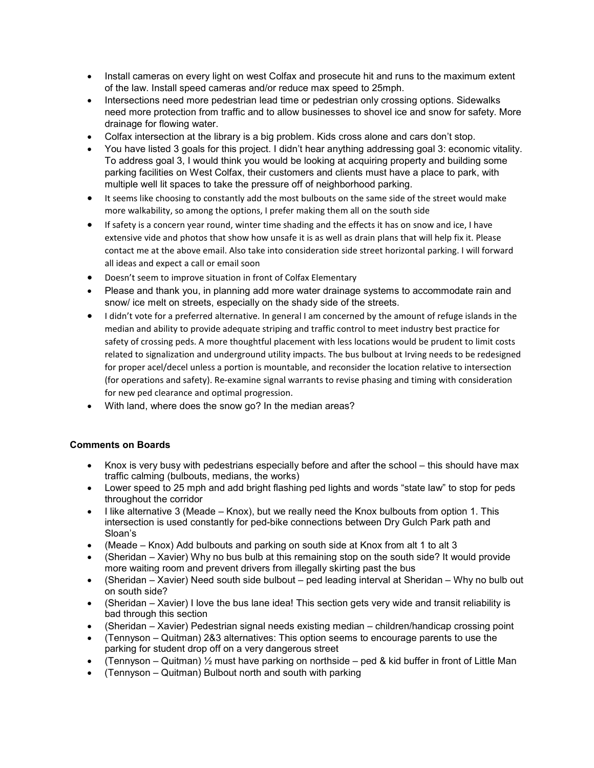- Install cameras on every light on west Colfax and prosecute hit and runs to the maximum extent of the law. Install speed cameras and/or reduce max speed to 25mph.
- Intersections need more pedestrian lead time or pedestrian only crossing options. Sidewalks need more protection from traffic and to allow businesses to shovel ice and snow for safety. More drainage for flowing water.
- Colfax intersection at the library is a big problem. Kids cross alone and cars don't stop.
- You have listed 3 goals for this project. I didn't hear anything addressing goal 3: economic vitality. To address goal 3, I would think you would be looking at acquiring property and building some parking facilities on West Colfax, their customers and clients must have a place to park, with multiple well lit spaces to take the pressure off of neighborhood parking.
- It seems like choosing to constantly add the most bulbouts on the same side of the street would make more walkability, so among the options, I prefer making them all on the south side
- If safety is a concern year round, winter time shading and the effects it has on snow and ice, I have extensive vide and photos that show how unsafe it is as well as drain plans that will help fix it. Please contact me at the above email. Also take into consideration side street horizontal parking. I will forward all ideas and expect a call or email soon
- Doesn't seem to improve situation in front of Colfax Elementary
- Please and thank you, in planning add more water drainage systems to accommodate rain and snow/ ice melt on streets, especially on the shady side of the streets.
- I didn't vote for a preferred alternative. In general I am concerned by the amount of refuge islands in the median and ability to provide adequate striping and traffic control to meet industry best practice for safety of crossing peds. A more thoughtful placement with less locations would be prudent to limit costs related to signalization and underground utility impacts. The bus bulbout at Irving needs to be redesigned for proper acel/decel unless a portion is mountable, and reconsider the location relative to intersection (for operations and safety). Re-examine signal warrants to revise phasing and timing with consideration for new ped clearance and optimal progression.
- With land, where does the snow go? In the median areas?

**Comments on Boards**

- Knox is very busy with pedestrians especially before and after the school – this should have max traffic calming (bulbouts, medians, the works)
- Lower speed to 25 mph and add bright flashing ped lights and words "state law" to stop for peds throughout the corridor
- I like alternative 3 (Meade – Knox), but we really need the Knox bulbouts from option 1. This intersection is used constantly for ped-bike connections between Dry Gulch Park path and Sloan's
- (Meade – Knox) Add bulbouts and parking on south side at Knox from alt 1 to alt 3
- (Sheridan – Xavier) Why no bus bulb at this remaining stop on the south side? It would provide more waiting room and prevent drivers from illegally skirting past the bus
- (Sheridan – Xavier) Need south side bulbout – ped leading interval at Sheridan – Why no bulb out on south side?
- (Sheridan – Xavier) I love the bus lane idea! This section gets very wide and transit reliability is bad through this section
- (Sheridan – Xavier) Pedestrian signal needs existing median – children/handicap crossing point
- (Tennyson – Quitman) 2&3 alternatives: This option seems to encourage parents to use the parking for student drop off on a very dangerous street
- (Tennyson – Quitman) ½ must have parking on northside – ped & kid buffer in front of Little Man
- (Tennyson – Quitman) Bulbout north and south with parking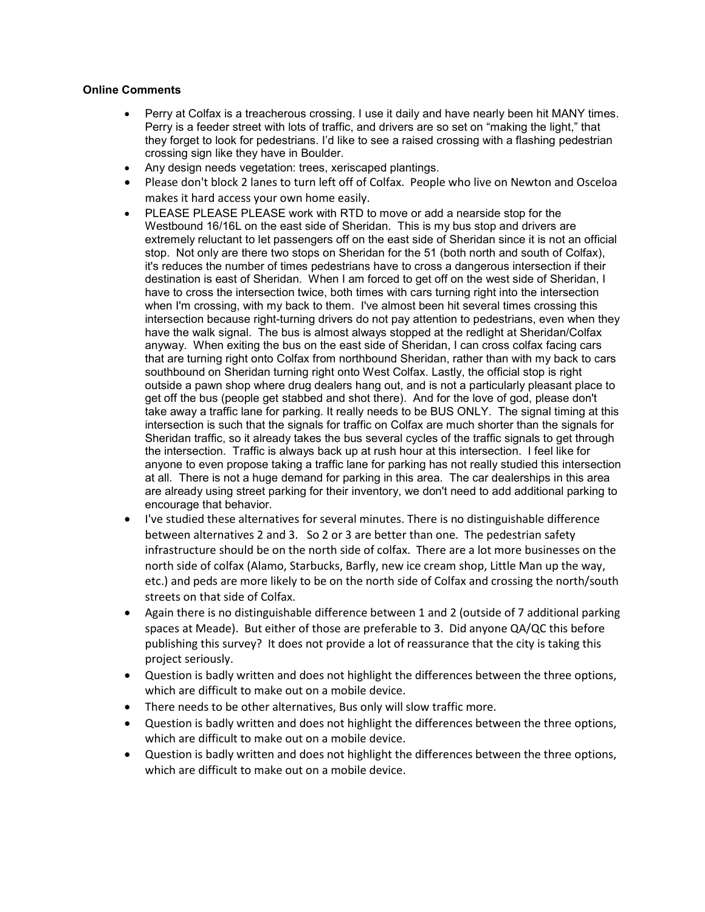**Online Comments**

- Perry at Colfax is a treacherous crossing. I use it daily and have nearly been hit MANY times. Perry is a feeder street with lots of traffic, and drivers are so set on "making the light," that they forget to look for pedestrians. I'd like to see a raised crossing with a flashing pedestrian crossing sign like they have in Boulder.
- Any design needs vegetation: trees, xeriscaped plantings.
- Please don't block 2 lanes to turn left off of Colfax. People who live on Newton and Osceloa makes it hard access your own home easily.
- PLEASE PLEASE PLEASE work with RTD to move or add a nearside stop for the Westbound 16/16L on the east side of Sheridan. This is my bus stop and drivers are extremely reluctant to let passengers off on the east side of Sheridan since it is not an official stop. Not only are there two stops on Sheridan for the 51 (both north and south of Colfax), it's reduces the number of times pedestrians have to cross a dangerous intersection if their destination is east of Sheridan. When I am forced to get off on the west side of Sheridan, I have to cross the intersection twice, both times with cars turning right into the intersection when I'm crossing, with my back to them. I've almost been hit several times crossing this intersection because right-turning drivers do not pay attention to pedestrians, even when they have the walk signal. The bus is almost always stopped at the redlight at Sheridan/Colfax anyway. When exiting the bus on the east side of Sheridan, I can cross colfax facing cars that are turning right onto Colfax from northbound Sheridan, rather than with my back to cars southbound on Sheridan turning right onto West Colfax. Lastly, the official stop is right outside a pawn shop where drug dealers hang out, and is not a particularly pleasant place to get off the bus (people get stabbed and shot there). And for the love of god, please don't take away a traffic lane for parking. It really needs to be BUS ONLY. The signal timing at this intersection is such that the signals for traffic on Colfax are much shorter than the signals for Sheridan traffic, so it already takes the bus several cycles of the traffic signals to get through the intersection. Traffic is always back up at rush hour at this intersection. I feel like for anyone to even propose taking a traffic lane for parking has not really studied this intersection at all. There is not a huge demand for parking in this area. The car dealerships in this area are already using street parking for their inventory, we don't need to add additional parking to encourage that behavior.
- I've studied these alternatives for several minutes. There is no distinguishable difference between alternatives 2 and 3. So 2 or 3 are better than one. The pedestrian safety infrastructure should be on the north side of colfax. There are a lot more businesses on the north side of colfax (Alamo, Starbucks, Barfly, new ice cream shop, Little Man up the way, etc.) and peds are more likely to be on the north side of Colfax and crossing the north/south streets on that side of Colfax.
- Again there is no distinguishable difference between 1 and 2 (outside of 7 additional parking spaces at Meade). But either of those are preferable to 3. Did anyone QA/QC this before publishing this survey? It does not provide a lot of reassurance that the city is taking this project seriously.
- Question is badly written and does not highlight the differences between the three options, which are difficult to make out on a mobile device.
- There needs to be other alternatives, Bus only will slow traffic more.
- Question is badly written and does not highlight the differences between the three options, which are difficult to make out on a mobile device.
- Question is badly written and does not highlight the differences between the three options, which are difficult to make out on a mobile device.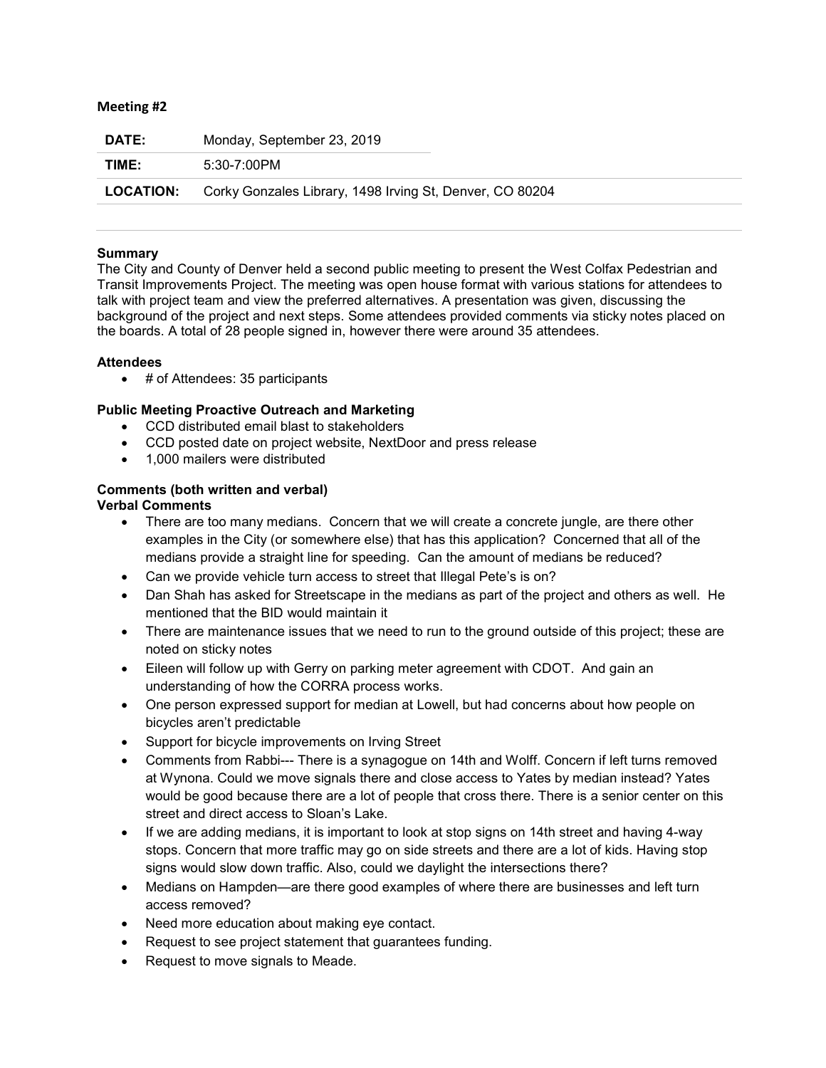**Meeting #2**

| DATE: | Monday, September 23, 2019 |
|---|---|
| TIME: | 5:30-7:00PM |
| LOCATION: | Corky Gonzales Library, 1498 Irving St, Denver, CO 80204 |

**Summary**

The City and County of Denver held a second public meeting to present the West Colfax Pedestrian and Transit Improvements Project. The meeting was open house format with various stations for attendees to talk with project team and view the preferred alternatives. A presentation was given, discussing the background of the project and next steps. Some attendees provided comments via sticky notes placed on the boards. A total of 28 people signed in, however there were around 35 attendees.

**Attendees**

- # of Attendees: 35 participants

**Public Meeting Proactive Outreach and Marketing**

- CCD distributed email blast to stakeholders
- CCD posted date on project website, NextDoor and press release
- 1,000 mailers were distributed

**Comments (both written and verbal)**

**Verbal Comments**

- There are too many medians. Concern that we will create a concrete jungle, are there other examples in the City (or somewhere else) that has this application? Concerned that all of the medians provide a straight line for speeding. Can the amount of medians be reduced?
- Can we provide vehicle turn access to street that Illegal Pete's is on?
- Dan Shah has asked for Streetscape in the medians as part of the project and others as well. He mentioned that the BID would maintain it
- There are maintenance issues that we need to run to the ground outside of this project; these are noted on sticky notes
- Eileen will follow up with Gerry on parking meter agreement with CDOT. And gain an understanding of how the CORRA process works.
- One person expressed support for median at Lowell, but had concerns about how people on bicycles aren't predictable
- Support for bicycle improvements on Irving Street
- Comments from Rabbi--- There is a synagogue on 14th and Wolff. Concern if left turns removed at Wynona. Could we move signals there and close access to Yates by median instead? Yates would be good because there are a lot of people that cross there. There is a senior center on this street and direct access to Sloan's Lake.
- If we are adding medians, it is important to look at stop signs on 14th street and having 4-way stops. Concern that more traffic may go on side streets and there are a lot of kids. Having stop signs would slow down traffic. Also, could we daylight the intersections there?
- Medians on Hampden—are there good examples of where there are businesses and left turn access removed?
- Need more education about making eye contact.
- Request to see project statement that guarantees funding.
- Request to move signals to Meade.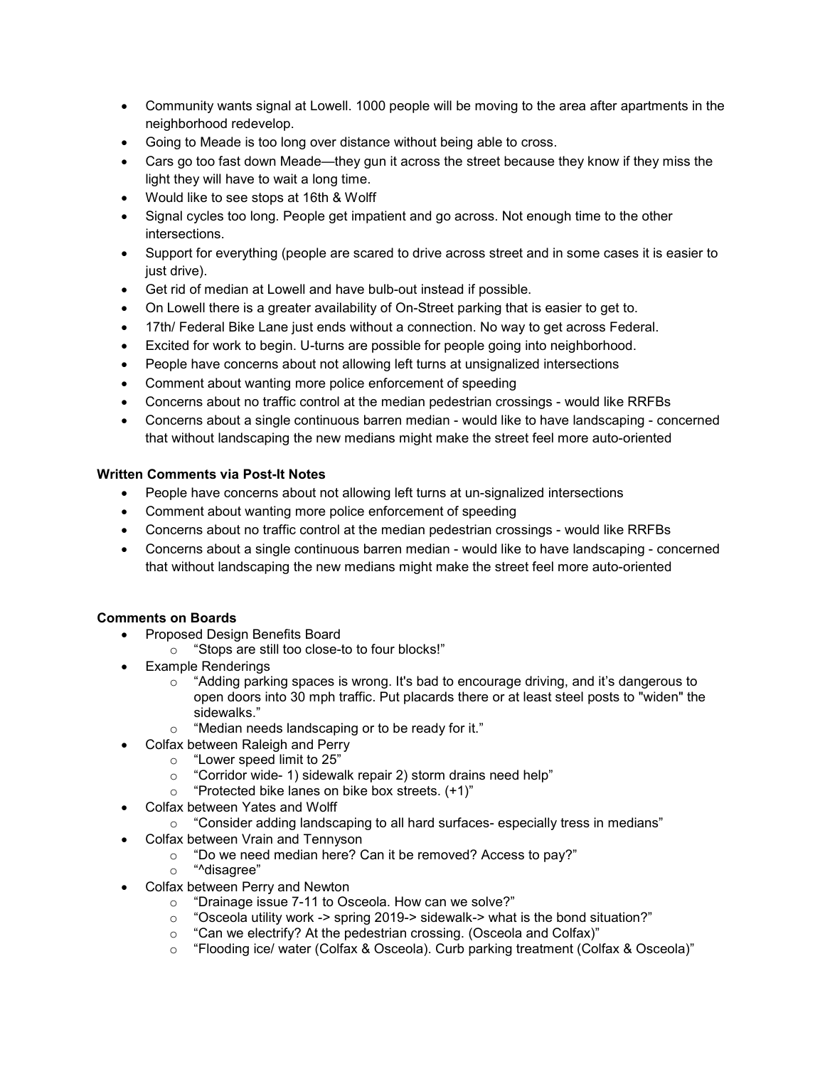- Community wants signal at Lowell. 1000 people will be moving to the area after apartments in the neighborhood redevelop.
- Going to Meade is too long over distance without being able to cross.
- Cars go too fast down Meade—they gun it across the street because they know if they miss the light they will have to wait a long time.
- Would like to see stops at 16th & Wolff
- Signal cycles too long. People get impatient and go across. Not enough time to the other intersections.
- Support for everything (people are scared to drive across street and in some cases it is easier to just drive).
- Get rid of median at Lowell and have bulb-out instead if possible.
- On Lowell there is a greater availability of On-Street parking that is easier to get to.
- 17th/ Federal Bike Lane just ends without a connection. No way to get across Federal.
- Excited for work to begin. U-turns are possible for people going into neighborhood.
- People have concerns about not allowing left turns at unsignalized intersections
- Comment about wanting more police enforcement of speeding
- Concerns about no traffic control at the median pedestrian crossings - would like RRFBs
- Concerns about a single continuous barren median - would like to have landscaping - concerned that without landscaping the new medians might make the street feel more auto-oriented

**Written Comments via Post-It Notes**

- People have concerns about not allowing left turns at un-signalized intersections
- Comment about wanting more police enforcement of speeding
- Concerns about no traffic control at the median pedestrian crossings - would like RRFBs
- Concerns about a single continuous barren median - would like to have landscaping - concerned that without landscaping the new medians might make the street feel more auto-oriented

**Comments on Boards**

- Proposed Design Benefits Board
  - "Stops are still too close-to to four blocks!"
- Example Renderings
  - "Adding parking spaces is wrong. It's bad to encourage driving, and it's dangerous to open doors into 30 mph traffic. Put placards there or at least steel posts to "widen" the sidewalks."
  - "Median needs landscaping or to be ready for it."
- Colfax between Raleigh and Perry
  - "Lower speed limit to 25"
  - "Corridor wide- 1) sidewalk repair 2) storm drains need help"
  - "Protected bike lanes on bike box streets. (+1)"
- Colfax between Yates and Wolff
  - "Consider adding landscaping to all hard surfaces- especially tress in medians"
- Colfax between Vrain and Tennyson
  - "Do we need median here? Can it be removed? Access to pay?"
  - "^disagree"
- Colfax between Perry and Newton
  - "Drainage issue 7-11 to Osceola. How can we solve?"
  - "Osceola utility work -> spring 2019-> sidewalk-> what is the bond situation?"
  - "Can we electrify? At the pedestrian crossing. (Osceola and Colfax)"
  - "Flooding ice/ water (Colfax & Osceola). Curb parking treatment (Colfax & Osceola)"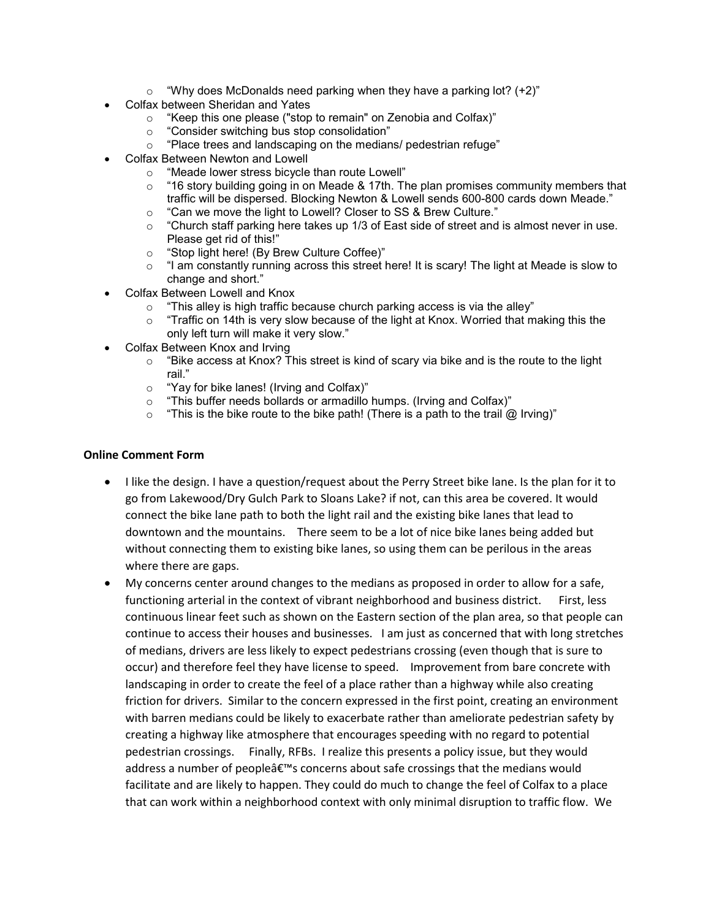- "Why does McDonalds need parking when they have a parking lot? (+2)"
- Colfax between Sheridan and Yates
  - "Keep this one please ("stop to remain" on Zenobia and Colfax)"
  - "Consider switching bus stop consolidation"
  - "Place trees and landscaping on the medians/ pedestrian refuge"
- Colfax Between Newton and Lowell
  - "Meade lower stress bicycle than route Lowell"
  - "16 story building going in on Meade & 17th. The plan promises community members that traffic will be dispersed. Blocking Newton & Lowell sends 600-800 cards down Meade."
  - "Can we move the light to Lowell? Closer to SS & Brew Culture."
  - "Church staff parking here takes up 1/3 of East side of street and is almost never in use. Please get rid of this!"
  - "Stop light here! (By Brew Culture Coffee)"
  - "I am constantly running across this street here! It is scary! The light at Meade is slow to change and short."
- Colfax Between Lowell and Knox
  - "This alley is high traffic because church parking access is via the alley"
  - "Traffic on 14th is very slow because of the light at Knox. Worried that making this the only left turn will make it very slow."
- Colfax Between Knox and Irving
  - "Bike access at Knox? This street is kind of scary via bike and is the route to the light rail."
  - "Yay for bike lanes! (Irving and Colfax)"
  - "This buffer needs bollards or armadillo humps. (Irving and Colfax)"
  - "This is the bike route to the bike path! (There is a path to the trail @ Irving)"

**Online Comment Form**

- I like the design. I have a question/request about the Perry Street bike lane. Is the plan for it to go from Lakewood/Dry Gulch Park to Sloans Lake? if not, can this area be covered. It would connect the bike lane path to both the light rail and the existing bike lanes that lead to downtown and the mountains. There seem to be a lot of nice bike lanes being added but without connecting them to existing bike lanes, so using them can be perilous in the areas where there are gaps.
- My concerns center around changes to the medians as proposed in order to allow for a safe, functioning arterial in the context of vibrant neighborhood and business district. First, less continuous linear feet such as shown on the Eastern section of the plan area, so that people can continue to access their houses and businesses. I am just as concerned that with long stretches of medians, drivers are less likely to expect pedestrians crossing (even though that is sure to occur) and therefore feel they have license to speed. Improvement from bare concrete with landscaping in order to create the feel of a place rather than a highway while also creating friction for drivers. Similar to the concern expressed in the first point, creating an environment with barren medians could be likely to exacerbate rather than ameliorate pedestrian safety by creating a highway like atmosphere that encourages speeding with no regard to potential pedestrian crossings. Finally, RFBs. I realize this presents a policy issue, but they would address a number of peopleâ€™s concerns about safe crossings that the medians would facilitate and are likely to happen. They could do much to change the feel of Colfax to a place that can work within a neighborhood context with only minimal disruption to traffic flow. We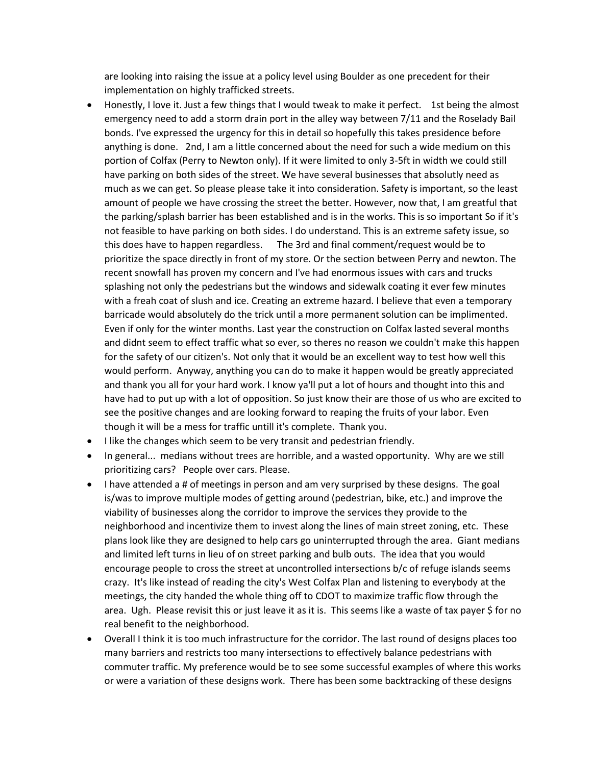are looking into raising the issue at a policy level using Boulder as one precedent for their implementation on highly trafficked streets.

- Honestly, I love it. Just a few things that I would tweak to make it perfect. 1st being the almost emergency need to add a storm drain port in the alley way between 7/11 and the Roselady Bail bonds. I've expressed the urgency for this in detail so hopefully this takes presidence before anything is done. 2nd, I am a little concerned about the need for such a wide medium on this portion of Colfax (Perry to Newton only). If it were limited to only 3-5ft in width we could still have parking on both sides of the street. We have several businesses that absolutly need as much as we can get. So please please take it into consideration. Safety is important, so the least amount of people we have crossing the street the better. However, now that, I am greatful that the parking/splash barrier has been established and is in the works. This is so important So if it's not feasible to have parking on both sides. I do understand. This is an extreme safety issue, so this does have to happen regardless. The 3rd and final comment/request would be to prioritize the space directly in front of my store. Or the section between Perry and newton. The recent snowfall has proven my concern and I've had enormous issues with cars and trucks splashing not only the pedestrians but the windows and sidewalk coating it ever few minutes with a freah coat of slush and ice. Creating an extreme hazard. I believe that even a temporary barricade would absolutely do the trick until a more permanent solution can be implimented. Even if only for the winter months. Last year the construction on Colfax lasted several months and didnt seem to effect traffic what so ever, so theres no reason we couldn't make this happen for the safety of our citizen's. Not only that it would be an excellent way to test how well this would perform. Anyway, anything you can do to make it happen would be greatly appreciated and thank you all for your hard work. I know ya'll put a lot of hours and thought into this and have had to put up with a lot of opposition. So just know their are those of us who are excited to see the positive changes and are looking forward to reaping the fruits of your labor. Even though it will be a mess for traffic untill it's complete. Thank you.
- I like the changes which seem to be very transit and pedestrian friendly.
- In general... medians without trees are horrible, and a wasted opportunity. Why are we still prioritizing cars? People over cars. Please.
- I have attended a # of meetings in person and am very surprised by these designs. The goal is/was to improve multiple modes of getting around (pedestrian, bike, etc.) and improve the viability of businesses along the corridor to improve the services they provide to the neighborhood and incentivize them to invest along the lines of main street zoning, etc. These plans look like they are designed to help cars go uninterrupted through the area. Giant medians and limited left turns in lieu of on street parking and bulb outs. The idea that you would encourage people to cross the street at uncontrolled intersections b/c of refuge islands seems crazy. It's like instead of reading the city's West Colfax Plan and listening to everybody at the meetings, the city handed the whole thing off to CDOT to maximize traffic flow through the area. Ugh. Please revisit this or just leave it as it is. This seems like a waste of tax payer $ for no real benefit to the neighborhood.
- Overall I think it is too much infrastructure for the corridor. The last round of designs places too many barriers and restricts too many intersections to effectively balance pedestrians with commuter traffic. My preference would be to see some successful examples of where this works or were a variation of these designs work. There has been some backtracking of these designs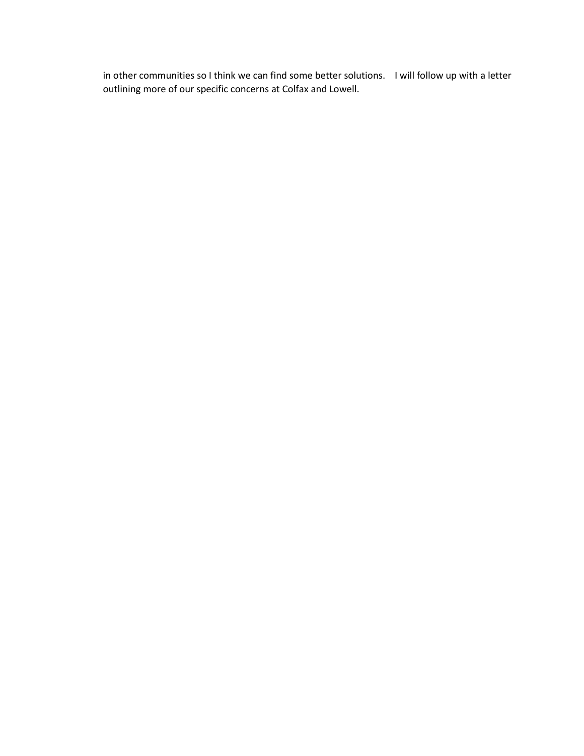in other communities so I think we can find some better solutions. I will follow up with a letter outlining more of our specific concerns at Colfax and Lowell.